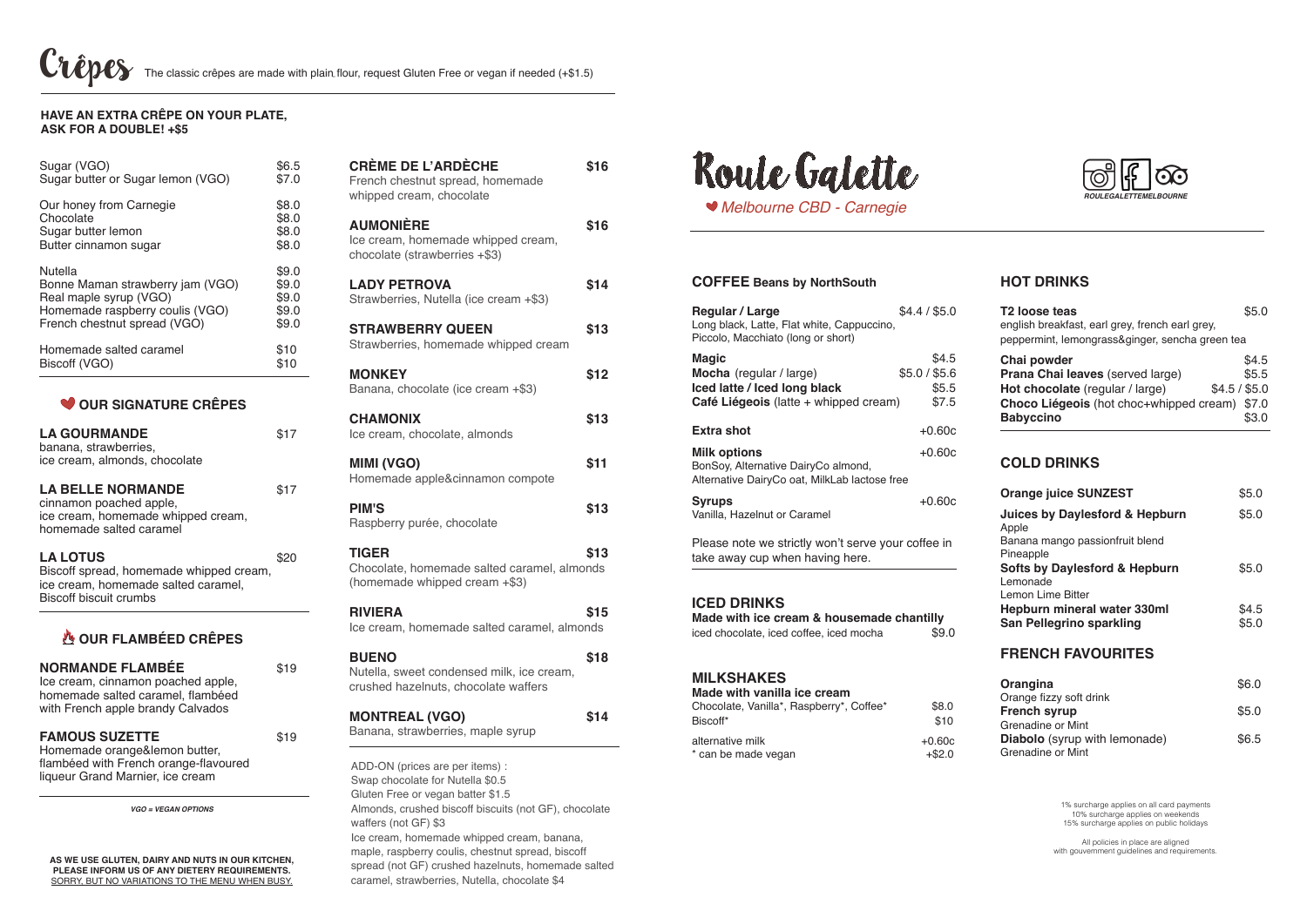# Crêpes

The classic crêpes are made with plain flour, request Gluten Free or vegan if needed (+$1.5)

**HAVE AN EXTRA CRÊPE ON YOUR PLATE, ASK FOR A DOUBLE! +$5**

| Item | Price |
|---|---|
| Sugar (VGO) | $6.5 |
| Sugar butter or Sugar lemon (VGO) | $7.0 |
| Our honey from Carnegie | $8.0 |
| Chocolate | $8.0 |
| Sugar butter lemon | $8.0 |
| Butter cinnamon sugar | $8.0 |
| Nutella | $9.0 |
| Bonne Maman strawberry jam (VGO) | $9.0 |
| Real maple syrup (VGO) | $9.0 |
| Homemade raspberry coulis (VGO) | $9.0 |
| French chestnut spread (VGO) | $9.0 |
| Homemade salted caramel | $10 |
| Biscoff (VGO) | $10 |

## OUR SIGNATURE CRÊPES

**LA GOURMANDE** $17
banana, strawberries, ice cream, almonds, chocolate

**LA BELLE NORMANDE** $17
cinnamon poached apple, ice cream, homemade whipped cream, homemade salted caramel

**LA LOTUS** $20
Biscoff spread, homemade whipped cream, ice cream, homemade salted caramel, Biscoff biscuit crumbs

## OUR FLAMBÉED CRÊPES

**NORMANDE FLAMBÉE** $19
Ice cream, cinnamon poached apple, homemade salted caramel, flambéed with French apple brandy Calvados

**FAMOUS SUZETTE** $19
Homemade orange&lemon butter, flambéed with French orange-flavoured liqueur Grand Marnier, ice cream

*VGO = VEGAN OPTIONS*

**AS WE USE GLUTEN, DAIRY AND NUTS IN OUR KITCHEN, PLEASE INFORM US OF ANY DIETERY REQUIREMENTS.**
SORRY, BUT NO VARIATIONS TO THE MENU WHEN BUSY.

**CRÈME DE L'ARDÈCHE** $16
French chestnut spread, homemade whipped cream, chocolate

**AUMONIÈRE** $16
Ice cream, homemade whipped cream, chocolate (strawberries +$3)

**LADY PETROVA** $14
Strawberries, Nutella (ice cream +$3)

**STRAWBERRY QUEEN** $13
Strawberries, homemade whipped cream

**MONKEY** $12
Banana, chocolate (ice cream +$3)

**CHAMONIX** $13
Ice cream, chocolate, almonds

**MIMI (VGO)** $11
Homemade apple&cinnamon compote

**PIM'S** $13
Raspberry purée, chocolate

**TIGER** $13
Chocolate, homemade salted caramel, almonds (homemade whipped cream +$3)

**RIVIERA** $15
Ice cream, homemade salted caramel, almonds

**BUENO** $18
Nutella, sweet condensed milk, ice cream, crushed hazelnuts, chocolate waffers

**MONTREAL (VGO)** $14
Banana, strawberries, maple syrup

ADD-ON (prices are per items) :
Swap chocolate for Nutella $0.5
Gluten Free or vegan batter $1.5
Almonds, crushed biscoff biscuits (not GF), chocolate waffers (not GF) $3
Ice cream, homemade whipped cream, banana, maple, raspberry coulis, chestnut spread, biscoff spread (not GF) crushed hazelnuts, homemade salted caramel, strawberries, Nutella, chocolate $4

# Roule Galette

*Melbourne CBD - Carnegie*

ROULEGALETTEMELBOURNE

## COFFEE Beans by NorthSouth

**Regular / Large** $4.4 / $5.0
Long black, Latte, Flat white, Cappuccino, Piccolo, Macchiato (long or short)

| Item | Price |
|---|---|
| **Magic** | $4.5 |
| **Mocha** (regular / large) | $5.0 / $5.6 |
| **Iced latte / Iced long black** | $5.5 |
| **Café Liégeois** (latte + whipped cream) | $7.5 |
| **Extra shot** | +0.60c |
| **Milk options** — BonSoy, Alternative DairyCo almond, Alternative DairyCo oat, MilkLab lactose free | +0.60c |
| **Syrups** — Vanilla, Hazelnut or Caramel | +0.60c |

Please note we strictly won't serve your coffee in take away cup when having here.

## ICED DRINKS

**Made with ice cream & housemade chantilly**
iced chocolate, iced coffee, iced mocha $9.0

## MILKSHAKES

**Made with vanilla ice cream**

| Item | Price |
|---|---|
| Chocolate, Vanilla*, Raspberry*, Coffee* | $8.0 |
| Biscoff* | $10 |
| alternative milk | +0.60c |
| * can be made vegan | +$2.0 |

## HOT DRINKS

**T2 loose teas** $5.0
english breakfast, earl grey, french earl grey, peppermint, lemongrass&ginger, sencha green tea

| Item | Price |
|---|---|
| **Chai powder** | $4.5 |
| **Prana Chai leaves** (served large) | $5.5 |
| **Hot chocolate** (regular / large) | $4.5 / $5.0 |
| **Choco Liégeois** (hot choc+whipped cream) | $7.0 |
| **Babyccino** | $3.0 |

## COLD DRINKS

| Item | Price |
|---|---|
| **Orange juice SUNZEST** | $5.0 |
| **Juices by Daylesford & Hepburn** — Apple, Banana mango passionfruit blend, Pineapple | $5.0 |
| **Softs by Daylesford & Hepburn** — Lemonade, Lemon Lime Bitter | $5.0 |
| **Hepburn mineral water 330ml** | $4.5 |
| **San Pellegrino sparkling** | $5.0 |

## FRENCH FAVOURITES

| Item | Price |
|---|---|
| **Orangina** — Orange fizzy soft drink | $6.0 |
| **French syrup** — Grenadine or Mint | $5.0 |
| **Diabolo** (syrup with lemonade) — Grenadine or Mint | $6.5 |

1% surcharge applies on all card payments
10% surcharge applies on weekends
15% surcharge applies on public holidays

All policies in place are aligned with gouvernment guidelines and requirements.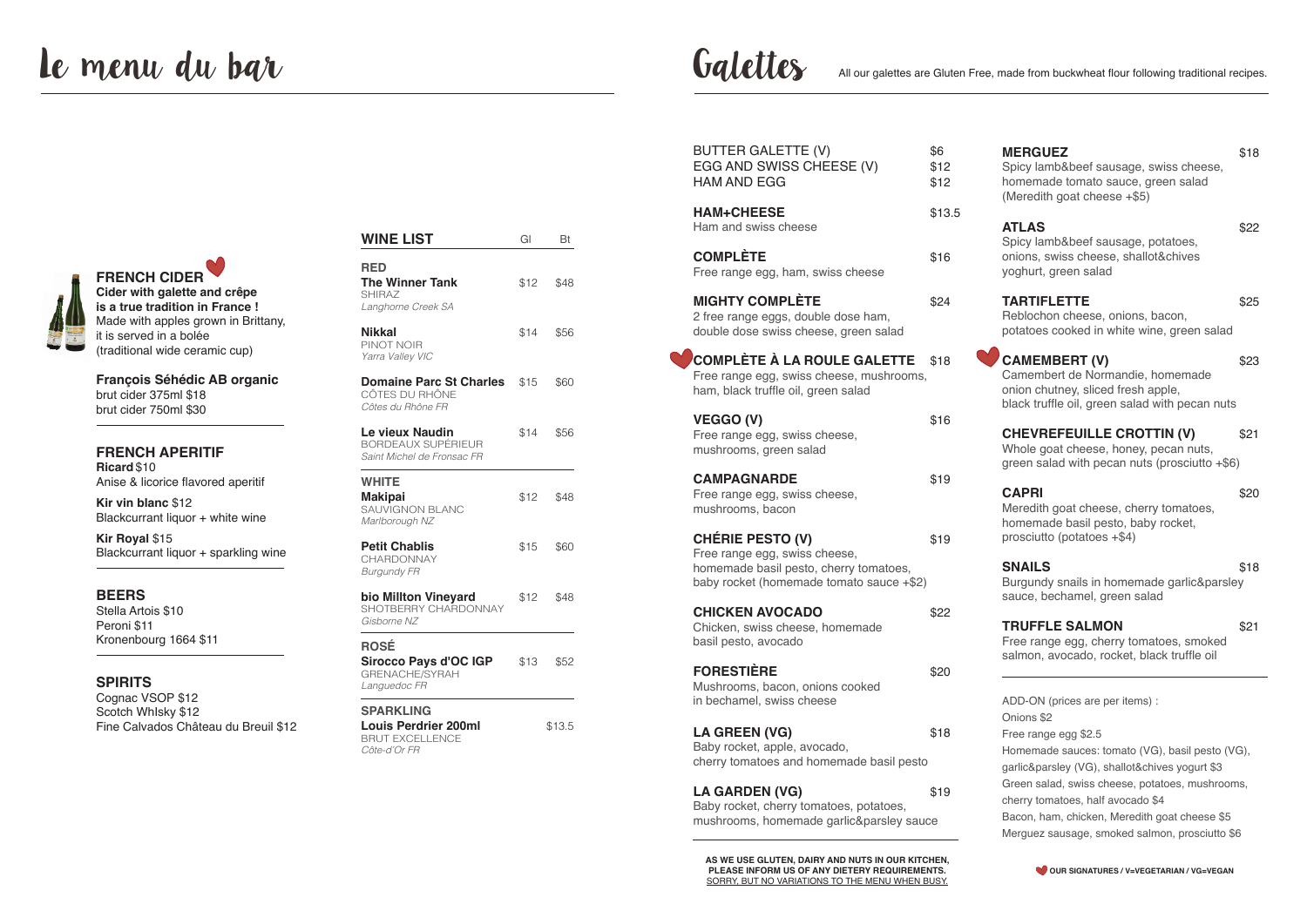# Le menu du bar

## FRENCH CIDER

**Cider with galette and crêpe is a true tradition in France !**
Made with apples grown in Brittany, it is served in a bolée (traditional wide ceramic cup)

**François Séhédic AB organic**
brut cider 375ml $18
brut cider 750ml $30

## FRENCH APERITIF

**Ricard** $10
Anise & licorice flavored aperitif

**Kir vin blanc** $12
Blackcurrant liquor + white wine

**Kir Royal** $15
Blackcurrant liquor + sparkling wine

## BEERS

Stella Artois $10
Peroni $11
Kronenbourg 1664 $11

## SPIRITS

Cognac VSOP $12
Scotch WhIsky $12
Fine Calvados Château du Breuil $12

## WINE LIST

| WINE LIST | Gl | Bt |
|---|---|---|
| **RED** | | |
| **The Winner Tank** SHIRAZ *Langhorne Creek SA* | $12 | $48 |
| **Nikkal** PINOT NOIR *Yarra Valley VIC* | $14 | $56 |
| **Domaine Parc St Charles** CÔTES DU RHÔNE *Côtes du Rhône FR* | $15 | $60 |
| **Le vieux Naudin** BORDEAUX SUPÉRIEUR *Saint Michel de Fronsac FR* | $14 | $56 |
| **WHITE** | | |
| **Makipai** SAUVIGNON BLANC *Marlborough NZ* | $12 | $48 |
| **Petit Chablis** CHARDONNAY *Burgundy FR* | $15 | $60 |
| **bio Millton Vineyard** SHOTBERRY CHARDONNAY *Gisborne NZ* | $12 | $48 |
| **ROSÉ** | | |
| **Sirocco Pays d'OC IGP** GRENACHE/SYRAH *Languedoc FR* | $13 | $52 |
| **SPARKLING** | | |
| **Louis Perdrier 200ml** BRUT EXCELLENCE *Côte-d'Or FR* | | $13.5 |

# Galettes

All our galettes are Gluten Free, made from buckwheat flour following traditional recipes.

BUTTER GALETTE (V) $6
EGG AND SWISS CHEESE (V) $12
HAM AND EGG $12

**HAM+CHEESE** $13.5
Ham and swiss cheese

**COMPLÈTE** $16
Free range egg, ham, swiss cheese

**MIGHTY COMPLÈTE** $24
2 free range eggs, double dose ham, double dose swiss cheese, green salad

♥ **COMPLÈTE À LA ROULE GALETTE** $18
Free range egg, swiss cheese, mushrooms, ham, black truffle oil, green salad

**VEGGO (V)** $16
Free range egg, swiss cheese, mushrooms, green salad

**CAMPAGNARDE** $19
Free range egg, swiss cheese, mushrooms, bacon

**CHÉRIE PESTO (V)** $19
Free range egg, swiss cheese, homemade basil pesto, cherry tomatoes, baby rocket (homemade tomato sauce +$2)

**CHICKEN AVOCADO** $22
Chicken, swiss cheese, homemade basil pesto, avocado

**FORESTIÈRE** $20
Mushrooms, bacon, onions cooked in bechamel, swiss cheese

**LA GREEN (VG)** $18
Baby rocket, apple, avocado, cherry tomatoes and homemade basil pesto

**LA GARDEN (VG)** $19
Baby rocket, cherry tomatoes, potatoes, mushrooms, homemade garlic&parsley sauce

**MERGUEZ** $18
Spicy lamb&beef sausage, swiss cheese, homemade tomato sauce, green salad (Meredith goat cheese +$5)

**ATLAS** $22
Spicy lamb&beef sausage, potatoes, onions, swiss cheese, shallot&chives yoghurt, green salad

**TARTIFLETTE** $25
Reblochon cheese, onions, bacon, potatoes cooked in white wine, green salad

♥ **CAMEMBERT (V)** $23
Camembert de Normandie, homemade onion chutney, sliced fresh apple, black truffle oil, green salad with pecan nuts

**CHEVREFEUILLE CROTTIN (V)** $21
Whole goat cheese, honey, pecan nuts, green salad with pecan nuts (prosciutto +$6)

**CAPRI** $20
Meredith goat cheese, cherry tomatoes, homemade basil pesto, baby rocket, prosciutto (potatoes +$4)

**SNAILS** $18
Burgundy snails in homemade garlic&parsley sauce, bechamel, green salad

**TRUFFLE SALMON** $21
Free range egg, cherry tomatoes, smoked salmon, avocado, rocket, black truffle oil

ADD-ON (prices are per items) :
Onions $2
Free range egg $2.5
Homemade sauces: tomato (VG), basil pesto (VG), garlic&parsley (VG), shallot&chives yogurt $3
Green salad, swiss cheese, potatoes, mushrooms, cherry tomatoes, half avocado $4
Bacon, ham, chicken, Meredith goat cheese $5
Merguez sausage, smoked salmon, prosciutto $6

**AS WE USE GLUTEN, DAIRY AND NUTS IN OUR KITCHEN, PLEASE INFORM US OF ANY DIETERY REQUIREMENTS.**
SORRY, BUT NO VARIATIONS TO THE MENU WHEN BUSY.

♥ **OUR SIGNATURES / V=VEGETARIAN / VG=VEGAN**